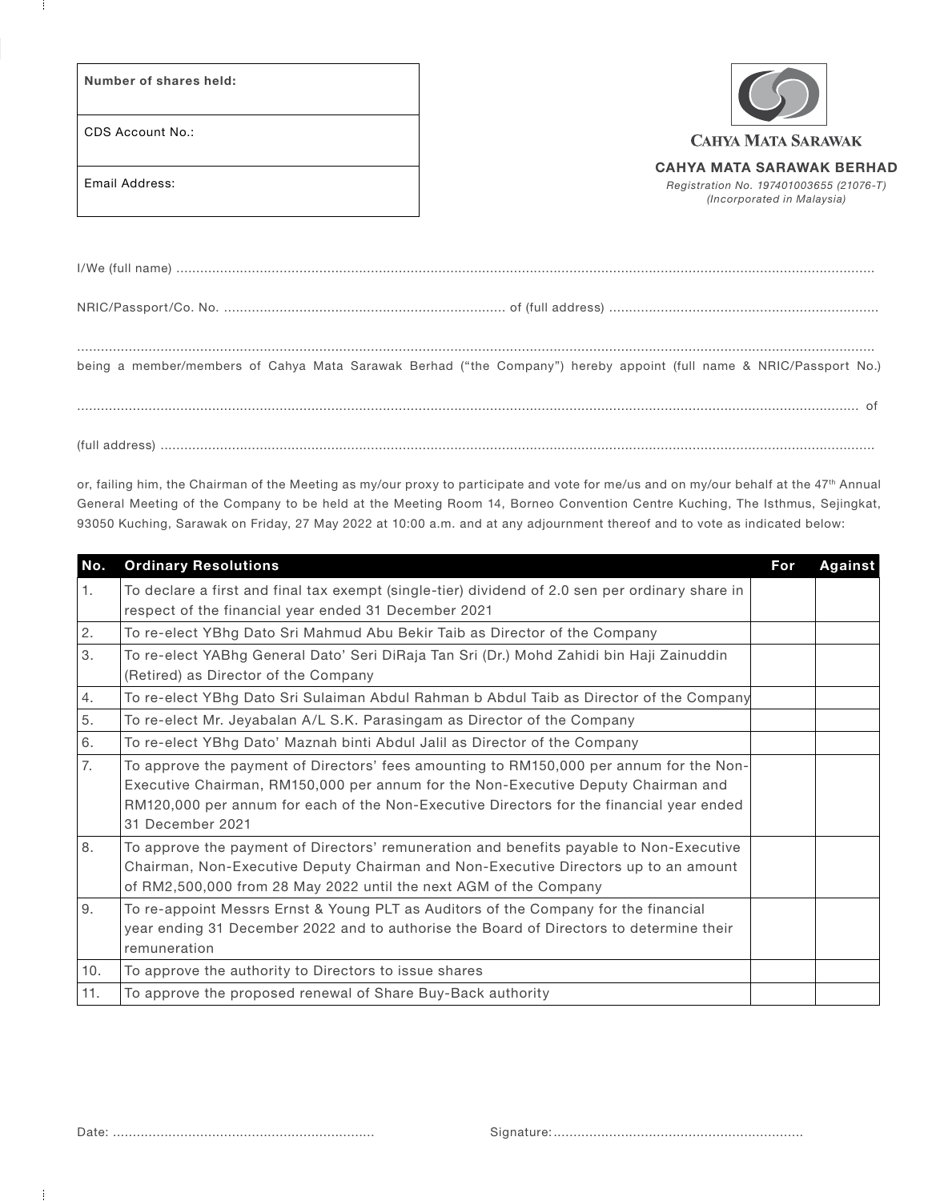| Number of shares held: |
|---|
| CDS Account No.: |
| Email Address: |

CAHYA MATA SARAWAK

**CAHYA MATA SARAWAK BERHAD**
*Registration No. 197401003655 (21076-T)*
*(Incorporated in Malaysia)*

I/We (full name) ....................................................................................................................................................................

NRIC/Passport/Co. No. ...................................................................... of (full address) ...................................................................

....................................................................................................................................................................................................
being a member/members of Cahya Mata Sarawak Berhad ("the Company") hereby appoint (full name & NRIC/Passport No.)

.................................................................................................................................................................................... of

(full address) ............................................................................................................................................................................

or, failing him, the Chairman of the Meeting as my/our proxy to participate and vote for me/us and on my/our behalf at the 47th Annual General Meeting of the Company to be held at the Meeting Room 14, Borneo Convention Centre Kuching, The Isthmus, Sejingkat, 93050 Kuching, Sarawak on Friday, 27 May 2022 at 10:00 a.m. and at any adjournment thereof and to vote as indicated below:

| No. | Ordinary Resolutions | For | Against |
|---|---|---|---|
| 1. | To declare a first and final tax exempt (single-tier) dividend of 2.0 sen per ordinary share in respect of the financial year ended 31 December 2021 | | |
| 2. | To re-elect YBhg Dato Sri Mahmud Abu Bekir Taib as Director of the Company | | |
| 3. | To re-elect YABhg General Dato' Seri DiRaja Tan Sri (Dr.) Mohd Zahidi bin Haji Zainuddin (Retired) as Director of the Company | | |
| 4. | To re-elect YBhg Dato Sri Sulaiman Abdul Rahman b Abdul Taib as Director of the Company | | |
| 5. | To re-elect Mr. Jeyabalan A/L S.K. Parasingam as Director of the Company | | |
| 6. | To re-elect YBhg Dato' Maznah binti Abdul Jalil as Director of the Company | | |
| 7. | To approve the payment of Directors' fees amounting to RM150,000 per annum for the Non-Executive Chairman, RM150,000 per annum for the Non-Executive Deputy Chairman and RM120,000 per annum for each of the Non-Executive Directors for the financial year ended 31 December 2021 | | |
| 8. | To approve the payment of Directors' remuneration and benefits payable to Non-Executive Chairman, Non-Executive Deputy Chairman and Non-Executive Directors up to an amount of RM2,500,000 from 28 May 2022 until the next AGM of the Company | | |
| 9. | To re-appoint Messrs Ernst & Young PLT as Auditors of the Company for the financial year ending 31 December 2022 and to authorise the Board of Directors to determine their remuneration | | |
| 10. | To approve the authority to Directors to issue shares | | |
| 11. | To approve the proposed renewal of Share Buy-Back authority | | |

Date: ..................................................................     Signature: ...............................................................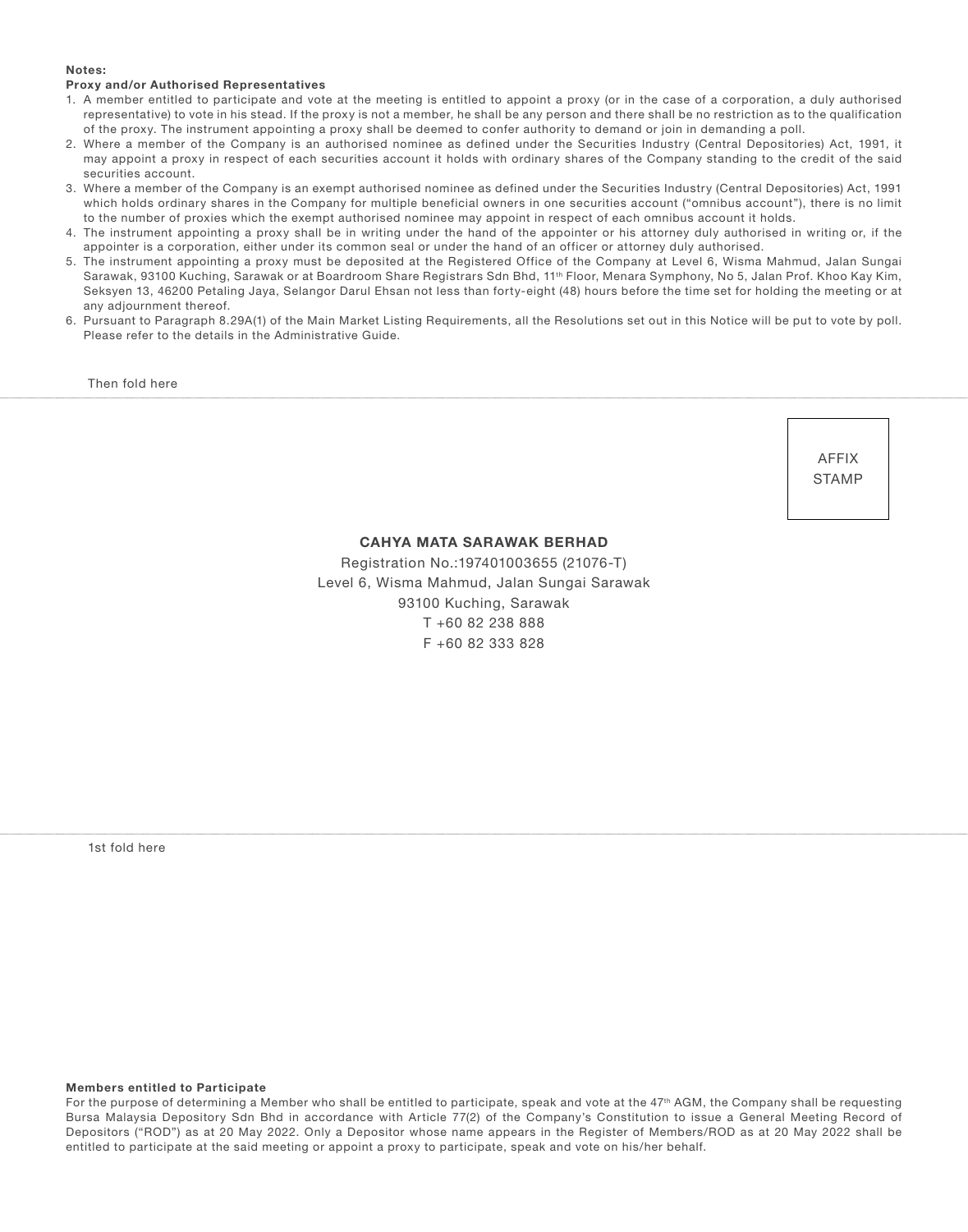**Notes:**

**Proxy and/or Authorised Representatives**

1. A member entitled to participate and vote at the meeting is entitled to appoint a proxy (or in the case of a corporation, a duly authorised representative) to vote in his stead. If the proxy is not a member, he shall be any person and there shall be no restriction as to the qualification of the proxy. The instrument appointing a proxy shall be deemed to confer authority to demand or join in demanding a poll.
2. Where a member of the Company is an authorised nominee as defined under the Securities Industry (Central Depositories) Act, 1991, it may appoint a proxy in respect of each securities account it holds with ordinary shares of the Company standing to the credit of the said securities account.
3. Where a member of the Company is an exempt authorised nominee as defined under the Securities Industry (Central Depositories) Act, 1991 which holds ordinary shares in the Company for multiple beneficial owners in one securities account ("omnibus account"), there is no limit to the number of proxies which the exempt authorised nominee may appoint in respect of each omnibus account it holds.
4. The instrument appointing a proxy shall be in writing under the hand of the appointer or his attorney duly authorised in writing or, if the appointer is a corporation, either under its common seal or under the hand of an officer or attorney duly authorised.
5. The instrument appointing a proxy must be deposited at the Registered Office of the Company at Level 6, Wisma Mahmud, Jalan Sungai Sarawak, 93100 Kuching, Sarawak or at Boardroom Share Registrars Sdn Bhd, 11th Floor, Menara Symphony, No 5, Jalan Prof. Khoo Kay Kim, Seksyen 13, 46200 Petaling Jaya, Selangor Darul Ehsan not less than forty-eight (48) hours before the time set for holding the meeting or at any adjournment thereof.
6. Pursuant to Paragraph 8.29A(1) of the Main Market Listing Requirements, all the Resolutions set out in this Notice will be put to vote by poll. Please refer to the details in the Administrative Guide.

Then fold here

AFFIX STAMP

**CAHYA MATA SARAWAK BERHAD**

Registration No.:197401003655 (21076-T)
Level 6, Wisma Mahmud, Jalan Sungai Sarawak
93100 Kuching, Sarawak
T +60 82 238 888
F +60 82 333 828

1st fold here

**Members entitled to Participate**

For the purpose of determining a Member who shall be entitled to participate, speak and vote at the 47th AGM, the Company shall be requesting Bursa Malaysia Depository Sdn Bhd in accordance with Article 77(2) of the Company's Constitution to issue a General Meeting Record of Depositors ("ROD") as at 20 May 2022. Only a Depositor whose name appears in the Register of Members/ROD as at 20 May 2022 shall be entitled to participate at the said meeting or appoint a proxy to participate, speak and vote on his/her behalf.